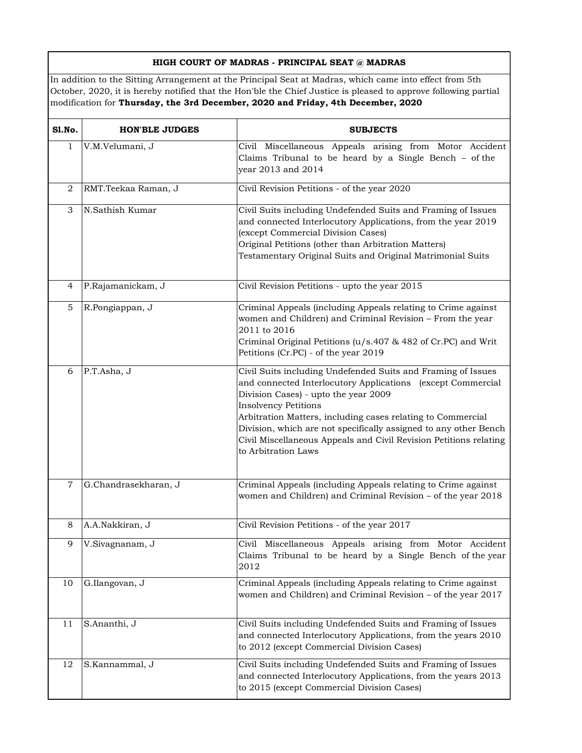## HIGH COURT OF MADRAS - PRINCIPAL SEAT @ MADRAS

In addition to the Sitting Arrangement at the Principal Seat at Madras, which came into effect from 5th October, 2020, it is hereby notified that the Hon'ble the Chief Justice is pleased to approve following partial modification for **Thursday, the 3rd December, 2020 and Friday, 4th December, 2020**

| Sl.No. | HON'BLE JUDGES | SUBJECTS |
|---|---|---|
| 1 | V.M.Velumani, J | Civil Miscellaneous Appeals arising from Motor Accident Claims Tribunal to be heard by a Single Bench – of the year 2013 and 2014 |
| 2 | RMT.Teekaa Raman, J | Civil Revision Petitions - of the year 2020 |
| 3 | N.Sathish Kumar | Civil Suits including Undefended Suits and Framing of Issues and connected Interlocutory Applications, from the year 2019 (except Commercial Division Cases)<br>Original Petitions (other than Arbitration Matters)<br>Testamentary Original Suits and Original Matrimonial Suits |
| 4 | P.Rajamanickam, J | Civil Revision Petitions - upto the year 2015 |
| 5 | R.Pongiappan, J | Criminal Appeals (including Appeals relating to Crime against women and Children) and Criminal Revision – From the year 2011 to 2016<br>Criminal Original Petitions (u/s.407 & 482 of Cr.PC) and Writ Petitions (Cr.PC) - of the year 2019 |
| 6 | P.T.Asha, J | Civil Suits including Undefended Suits and Framing of Issues and connected Interlocutory Applications (except Commercial Division Cases) - upto the year 2009<br>Insolvency Petitions<br>Arbitration Matters, including cases relating to Commercial Division, which are not specifically assigned to any other Bench<br>Civil Miscellaneous Appeals and Civil Revision Petitions relating to Arbitration Laws |
| 7 | G.Chandrasekharan, J | Criminal Appeals (including Appeals relating to Crime against women and Children) and Criminal Revision – of the year 2018 |
| 8 | A.A.Nakkiran, J | Civil Revision Petitions - of the year 2017 |
| 9 | V.Sivagnanam, J | Civil Miscellaneous Appeals arising from Motor Accident Claims Tribunal to be heard by a Single Bench of the year 2012 |
| 10 | G.Ilangovan, J | Criminal Appeals (including Appeals relating to Crime against women and Children) and Criminal Revision – of the year 2017 |
| 11 | S.Ananthi, J | Civil Suits including Undefended Suits and Framing of Issues and connected Interlocutory Applications, from the years 2010 to 2012 (except Commercial Division Cases) |
| 12 | S.Kannammal, J | Civil Suits including Undefended Suits and Framing of Issues and connected Interlocutory Applications, from the years 2013 to 2015 (except Commercial Division Cases) |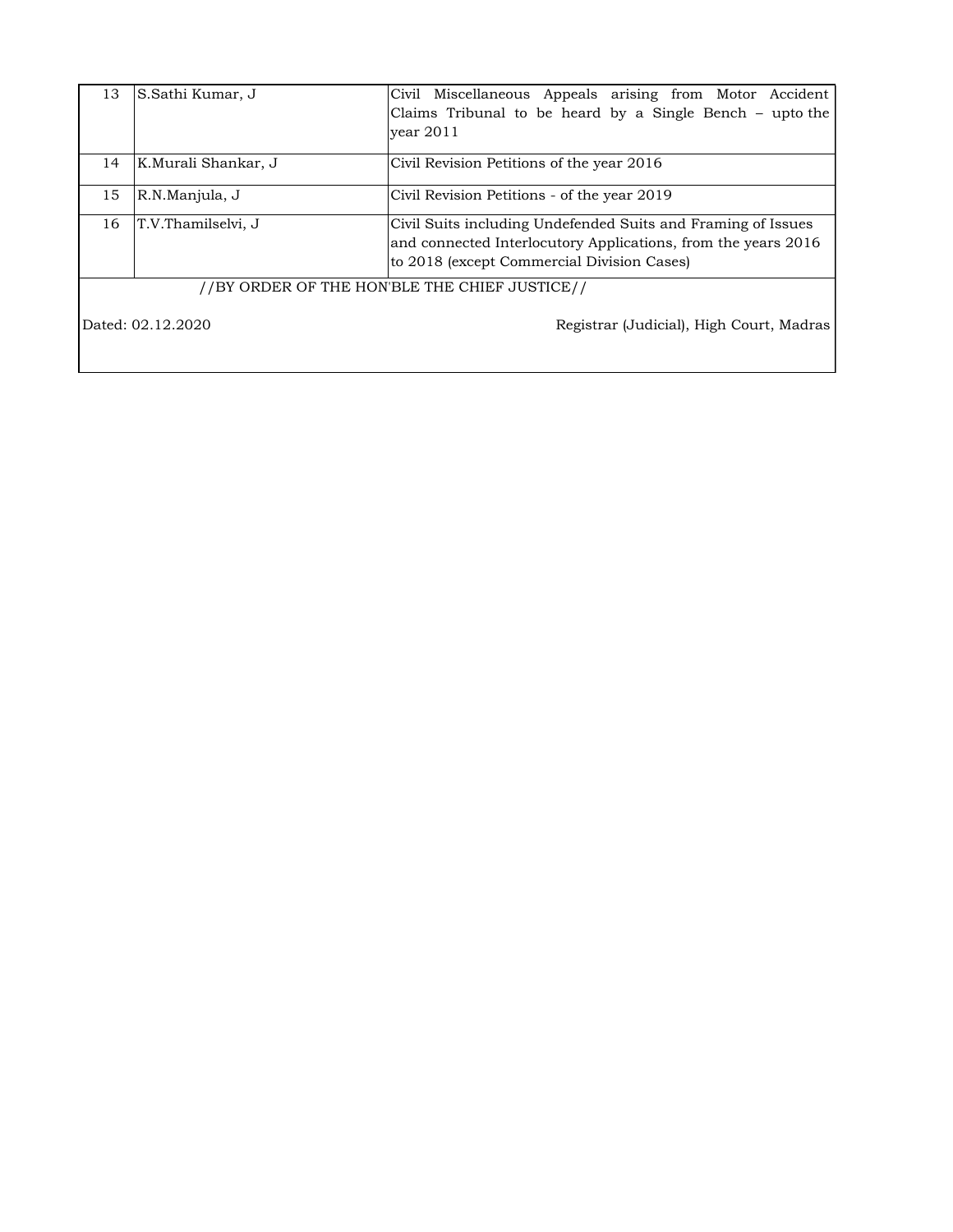| | | |
|---|---|---|
| 13 | S.Sathi Kumar, J | Civil Miscellaneous Appeals arising from Motor Accident Claims Tribunal to be heard by a Single Bench – upto the year 2011 |
| 14 | K.Murali Shankar, J | Civil Revision Petitions of the year 2016 |
| 15 | R.N.Manjula, J | Civil Revision Petitions - of the year 2019 |
| 16 | T.V.Thamilselvi, J | Civil Suits including Undefended Suits and Framing of Issues and connected Interlocutory Applications, from the years 2016 to 2018 (except Commercial Division Cases) |

//BY ORDER OF THE HON'BLE THE CHIEF JUSTICE//

Dated: 02.12.2020

Registrar (Judicial), High Court, Madras